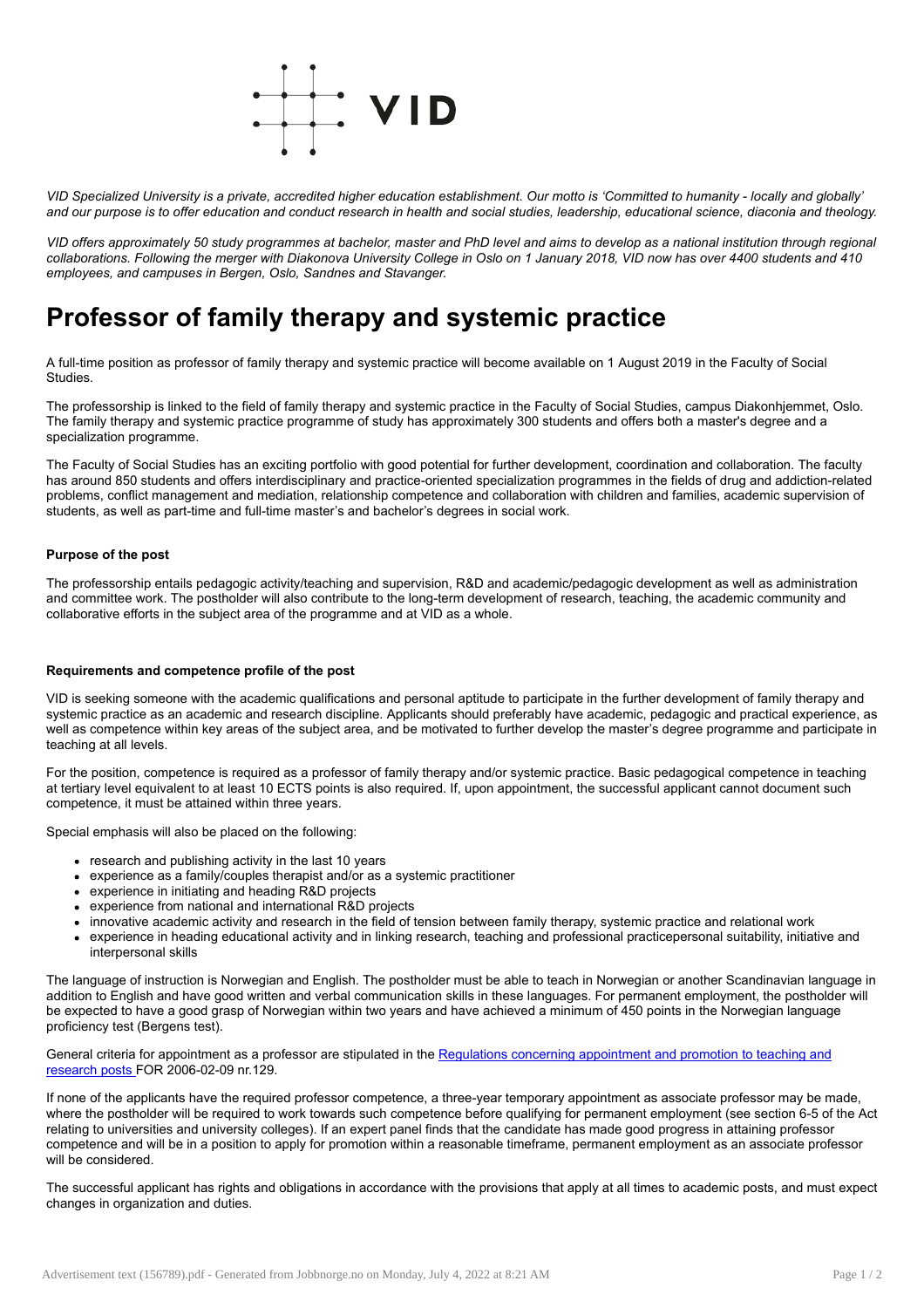VID

*VID Specialized University is a private, accredited higher education establishment. Our motto is 'Committed to humanity - locally and globally' and our purpose is to offer education and conduct research in health and social studies, leadership, educational science, diaconia and theology.*

*VID offers approximately 50 study programmes at bachelor, master and PhD level and aims to develop as a national institution through regional collaborations. Following the merger with Diakonova University College in Oslo on 1 January 2018, VID now has over 4400 students and 410 employees, and campuses in Bergen, Oslo, Sandnes and Stavanger.*

# Professor of family therapy and systemic practice

A full-time position as professor of family therapy and systemic practice will become available on 1 August 2019 in the Faculty of Social Studies.

The professorship is linked to the field of family therapy and systemic practice in the Faculty of Social Studies, campus Diakonhjemmet, Oslo. The family therapy and systemic practice programme of study has approximately 300 students and offers both a master's degree and a specialization programme.

The Faculty of Social Studies has an exciting portfolio with good potential for further development, coordination and collaboration. The faculty has around 850 students and offers interdisciplinary and practice-oriented specialization programmes in the fields of drug and addiction-related problems, conflict management and mediation, relationship competence and collaboration with children and families, academic supervision of students, as well as part-time and full-time master's and bachelor's degrees in social work.

**Purpose of the post**

The professorship entails pedagogic activity/teaching and supervision, R&D and academic/pedagogic development as well as administration and committee work. The postholder will also contribute to the long-term development of research, teaching, the academic community and collaborative efforts in the subject area of the programme and at VID as a whole.

**Requirements and competence profile of the post**

VID is seeking someone with the academic qualifications and personal aptitude to participate in the further development of family therapy and systemic practice as an academic and research discipline. Applicants should preferably have academic, pedagogic and practical experience, as well as competence within key areas of the subject area, and be motivated to further develop the master's degree programme and participate in teaching at all levels.

For the position, competence is required as a professor of family therapy and/or systemic practice. Basic pedagogical competence in teaching at tertiary level equivalent to at least 10 ECTS points is also required. If, upon appointment, the successful applicant cannot document such competence, it must be attained within three years.

Special emphasis will also be placed on the following:

- research and publishing activity in the last 10 years
- experience as a family/couples therapist and/or as a systemic practitioner
- experience in initiating and heading R&D projects
- experience from national and international R&D projects
- innovative academic activity and research in the field of tension between family therapy, systemic practice and relational work
- experience in heading educational activity and in linking research, teaching and professional practicepersonal suitability, initiative and interpersonal skills

The language of instruction is Norwegian and English. The postholder must be able to teach in Norwegian or another Scandinavian language in addition to English and have good written and verbal communication skills in these languages. For permanent employment, the postholder will be expected to have a good grasp of Norwegian within two years and have achieved a minimum of 450 points in the Norwegian language proficiency test (Bergens test).

General criteria for appointment as a professor are stipulated in the Regulations concerning appointment and promotion to teaching and research posts FOR 2006-02-09 nr.129.

If none of the applicants have the required professor competence, a three-year temporary appointment as associate professor may be made, where the postholder will be required to work towards such competence before qualifying for permanent employment (see section 6-5 of the Act relating to universities and university colleges). If an expert panel finds that the candidate has made good progress in attaining professor competence and will be in a position to apply for promotion within a reasonable timeframe, permanent employment as an associate professor will be considered.

The successful applicant has rights and obligations in accordance with the provisions that apply at all times to academic posts, and must expect changes in organization and duties.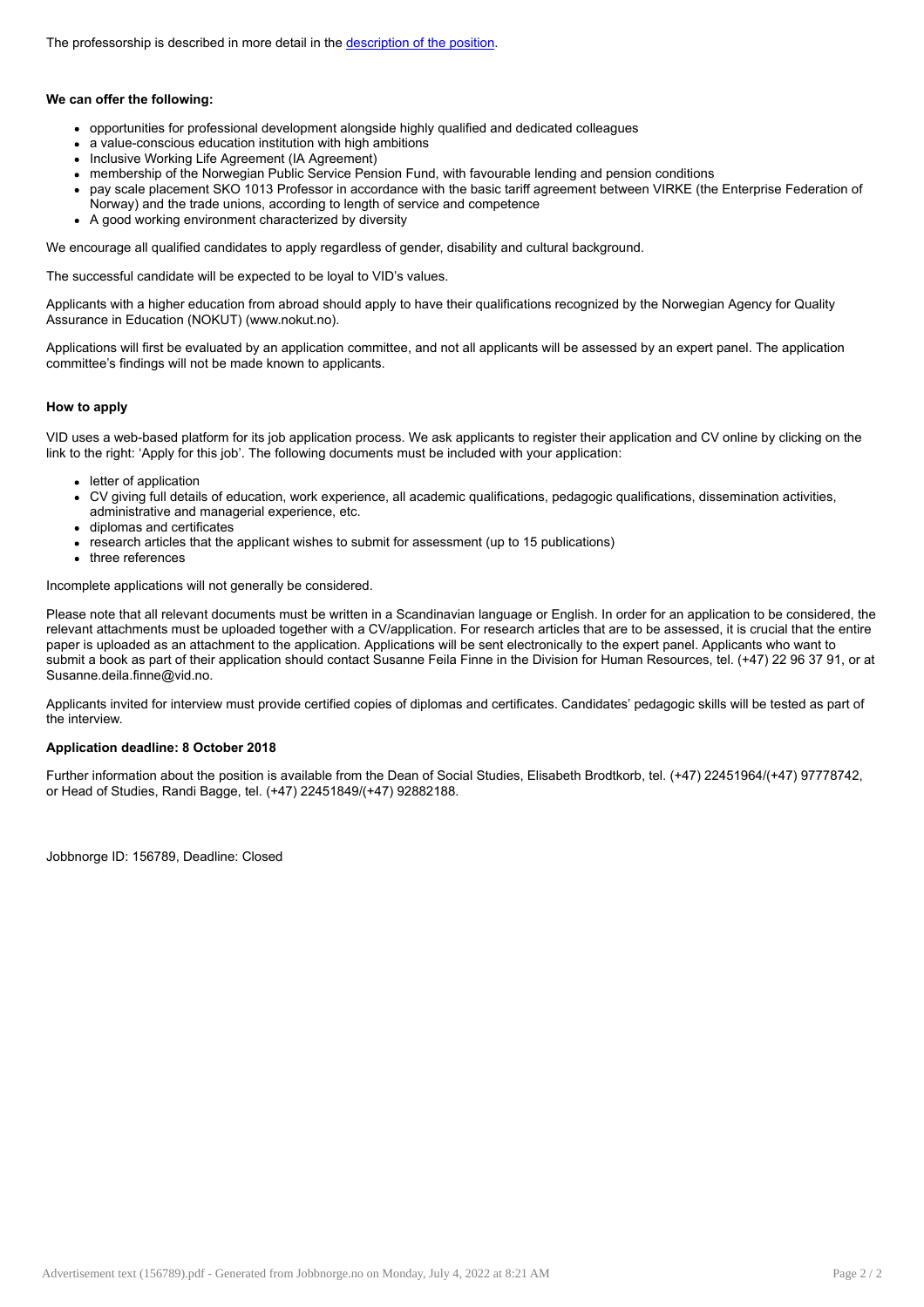The professorship is described in more detail in the [description of the position](description of the position).

**We can offer the following:**

- opportunities for professional development alongside highly qualified and dedicated colleagues
- a value-conscious education institution with high ambitions
- Inclusive Working Life Agreement (IA Agreement)
- membership of the Norwegian Public Service Pension Fund, with favourable lending and pension conditions
- pay scale placement SKO 1013 Professor in accordance with the basic tariff agreement between VIRKE (the Enterprise Federation of Norway) and the trade unions, according to length of service and competence
- A good working environment characterized by diversity

We encourage all qualified candidates to apply regardless of gender, disability and cultural background.

The successful candidate will be expected to be loyal to VID's values.

Applicants with a higher education from abroad should apply to have their qualifications recognized by the Norwegian Agency for Quality Assurance in Education (NOKUT) (www.nokut.no).

Applications will first be evaluated by an application committee, and not all applicants will be assessed by an expert panel. The application committee's findings will not be made known to applicants.

**How to apply**

VID uses a web-based platform for its job application process. We ask applicants to register their application and CV online by clicking on the link to the right: 'Apply for this job'. The following documents must be included with your application:

- letter of application
- CV giving full details of education, work experience, all academic qualifications, pedagogic qualifications, dissemination activities, administrative and managerial experience, etc.
- diplomas and certificates
- research articles that the applicant wishes to submit for assessment (up to 15 publications)
- three references

Incomplete applications will not generally be considered.

Please note that all relevant documents must be written in a Scandinavian language or English. In order for an application to be considered, the relevant attachments must be uploaded together with a CV/application. For research articles that are to be assessed, it is crucial that the entire paper is uploaded as an attachment to the application. Applications will be sent electronically to the expert panel. Applicants who want to submit a book as part of their application should contact Susanne Feila Finne in the Division for Human Resources, tel. (+47) 22 96 37 91, or at Susanne.deila.finne@vid.no.

Applicants invited for interview must provide certified copies of diplomas and certificates. Candidates' pedagogic skills will be tested as part of the interview.

**Application deadline: 8 October 2018**

Further information about the position is available from the Dean of Social Studies, Elisabeth Brodtkorb, tel. (+47) 22451964/(+47) 97778742, or Head of Studies, Randi Bagge, tel. (+47) 22451849/(+47) 92882188.

Jobbnorge ID: 156789, Deadline: Closed